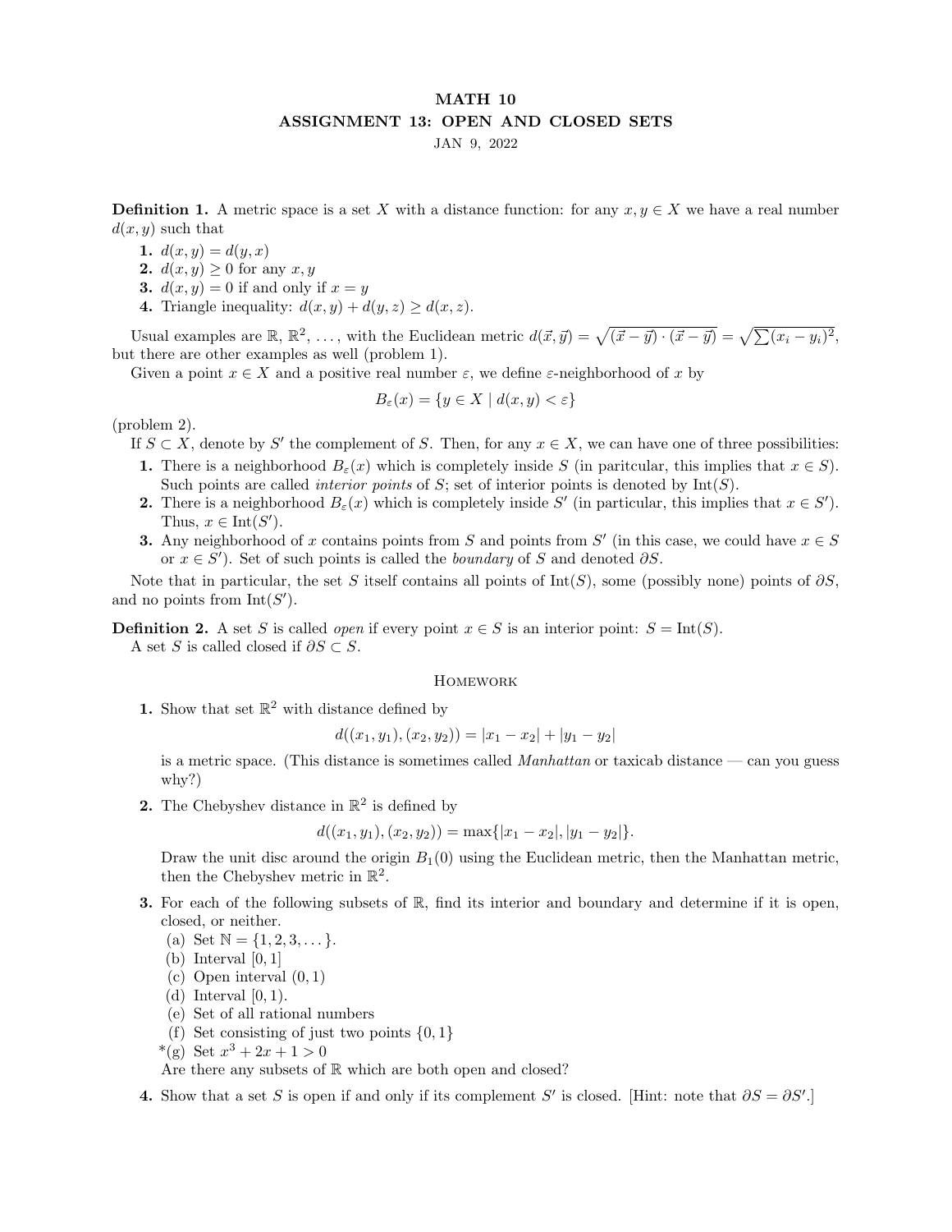# MATH 10

## ASSIGNMENT 13: OPEN AND CLOSED SETS

JAN 9, 2022

**Definition 1.** A metric space is a set $X$ with a distance function: for any $x, y \in X$ we have a real number $d(x, y)$ such that

1. $d(x, y) = d(y, x)$
2. $d(x, y) \geq 0$ for any $x, y$
3. $d(x, y) = 0$ if and only if $x = y$
4. Triangle inequality: $d(x, y) + d(y, z) \geq d(x, z)$.

Usual examples are $\mathbb{R}$, $\mathbb{R}^2$, ..., with the Euclidean metric $d(\vec{x}, \vec{y}) = \sqrt{(\vec{x} - \vec{y}) \cdot (\vec{x} - \vec{y})} = \sqrt{\sum (x_i - y_i)^2}$, but there are other examples as well (problem 1).

Given a point $x \in X$ and a positive real number $\varepsilon$, we define $\varepsilon$-neighborhood of $x$ by

$$B_\varepsilon(x) = \{y \in X \mid d(x, y) < \varepsilon\}$$

(problem 2).

If $S \subset X$, denote by $S'$ the complement of $S$. Then, for any $x \in X$, we can have one of three possibilities:

1. There is a neighborhood $B_\varepsilon(x)$ which is completely inside $S$ (in paritcular, this implies that $x \in S$). Such points are called *interior points* of $S$; set of interior points is denoted by $\text{Int}(S)$.
2. There is a neighborhood $B_\varepsilon(x)$ which is completely inside $S'$ (in particular, this implies that $x \in S'$). Thus, $x \in \text{Int}(S')$.
3. Any neighborhood of $x$ contains points from $S$ and points from $S'$ (in this case, we could have $x \in S$ or $x \in S'$). Set of such points is called the *boundary* of $S$ and denoted $\partial S$.

Note that in particular, the set $S$ itself contains all points of $\text{Int}(S)$, some (possibly none) points of $\partial S$, and no points from $\text{Int}(S')$.

**Definition 2.** A set $S$ is called *open* if every point $x \in S$ is an interior point: $S = \text{Int}(S)$.

A set $S$ is called closed if $\partial S \subset S$.

## Homework

1. Show that set $\mathbb{R}^2$ with distance defined by

$$d((x_1, y_1), (x_2, y_2)) = |x_1 - x_2| + |y_1 - y_2|$$

is a metric space. (This distance is sometimes called *Manhattan* or taxicab distance — can you guess why?)

2. The Chebyshev distance in $\mathbb{R}^2$ is defined by

$$d((x_1, y_1), (x_2, y_2)) = \max\{|x_1 - x_2|, |y_1 - y_2|\}.$$

Draw the unit disc around the origin $B_1(0)$ using the Euclidean metric, then the Manhattan metric, then the Chebyshev metric in $\mathbb{R}^2$.

3. For each of the following subsets of $\mathbb{R}$, find its interior and boundary and determine if it is open, closed, or neither.
   (a) Set $\mathbb{N} = \{1, 2, 3, \ldots\}$.
   (b) Interval $[0, 1]$
   (c) Open interval $(0, 1)$
   (d) Interval $[0, 1)$.
   (e) Set of all rational numbers
   (f) Set consisting of just two points $\{0, 1\}$
   *(g) Set $x^3 + 2x + 1 > 0$

   Are there any subsets of $\mathbb{R}$ which are both open and closed?

4. Show that a set $S$ is open if and only if its complement $S'$ is closed. [Hint: note that $\partial S = \partial S'$.]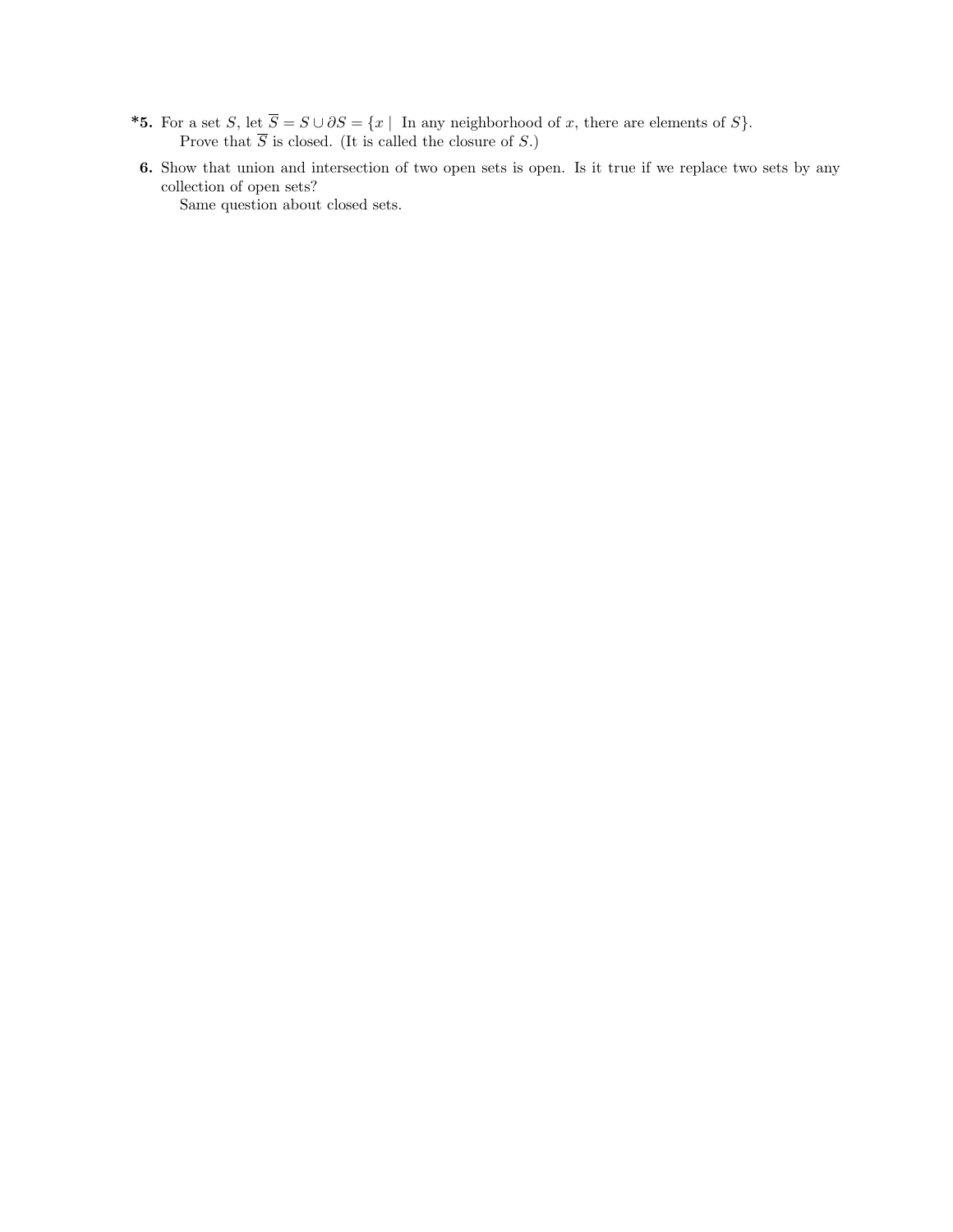**\*5.** For a set $S$, let $\overline{S} = S \cup \partial S = \{x \mid \text{ In any neighborhood of } x\text{, there are elements of } S\}$.

Prove that $\overline{S}$ is closed. (It is called the closure of $S$.)

**6.** Show that union and intersection of two open sets is open. Is it true if we replace two sets by any collection of open sets?

Same question about closed sets.